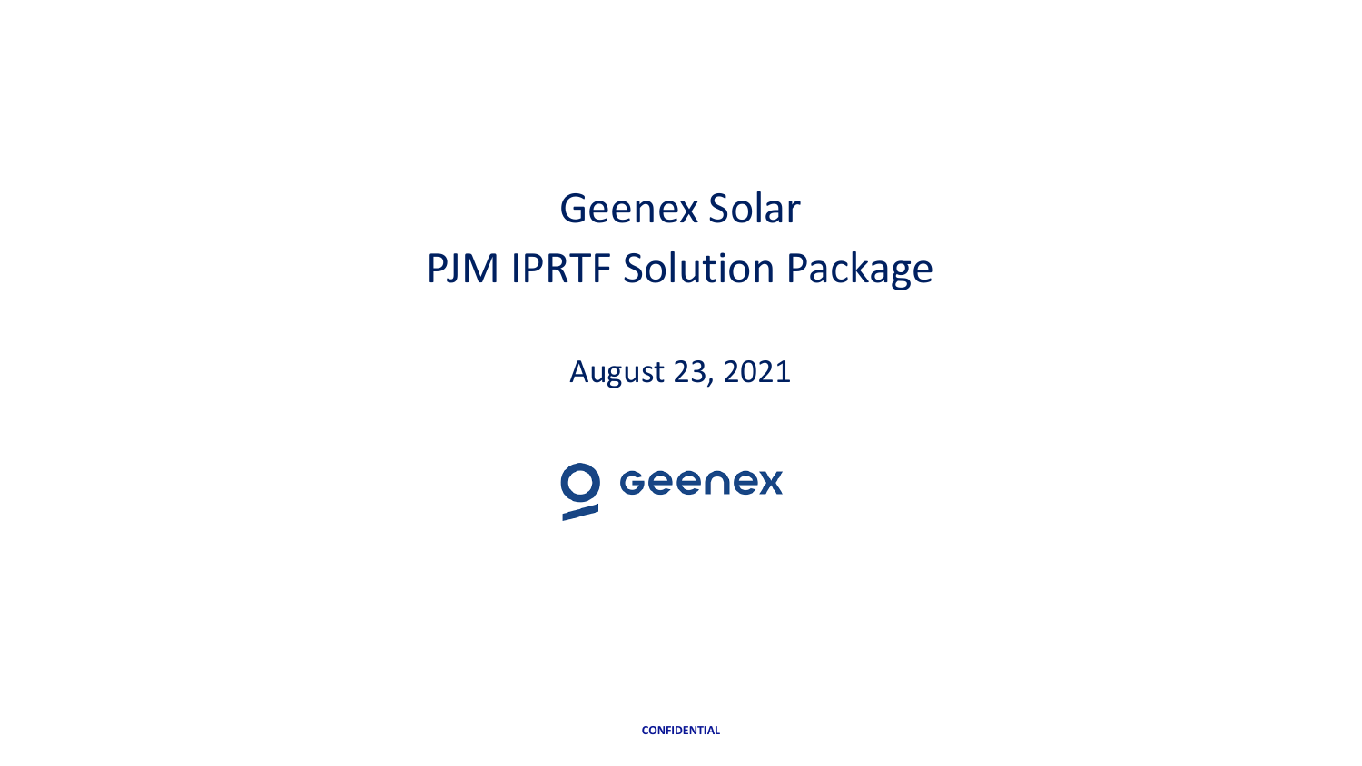# Geenex Solar
# PJM IPRTF Solution Package

August 23, 2021

geenex

CONFIDENTIAL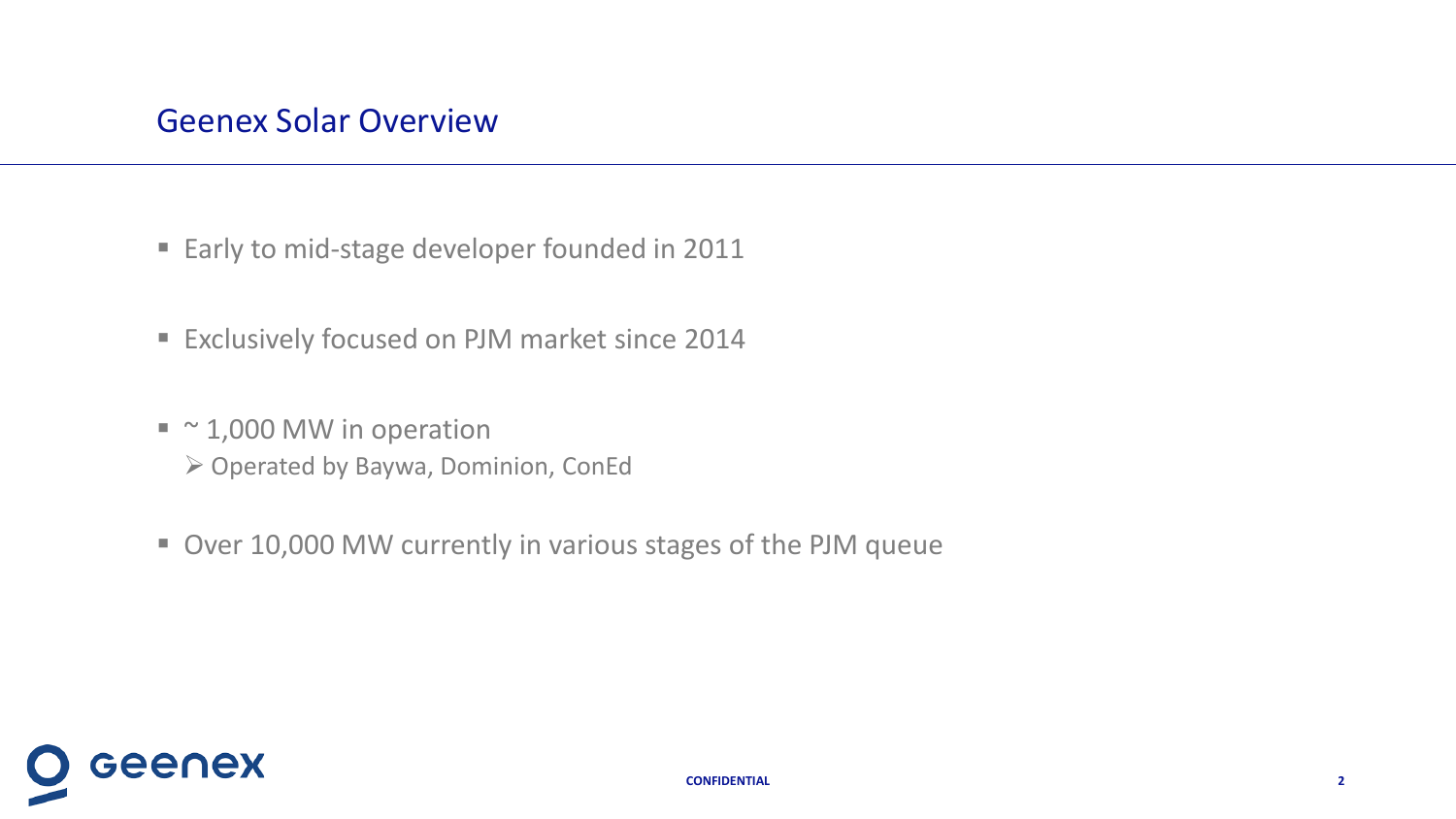# Geenex Solar Overview

- Early to mid-stage developer founded in 2011
- Exclusively focused on PJM market since 2014
- ~ 1,000 MW in operation
  - Operated by Baywa, Dominion, ConEd
- Over 10,000 MW currently in various stages of the PJM queue

CONFIDENTIAL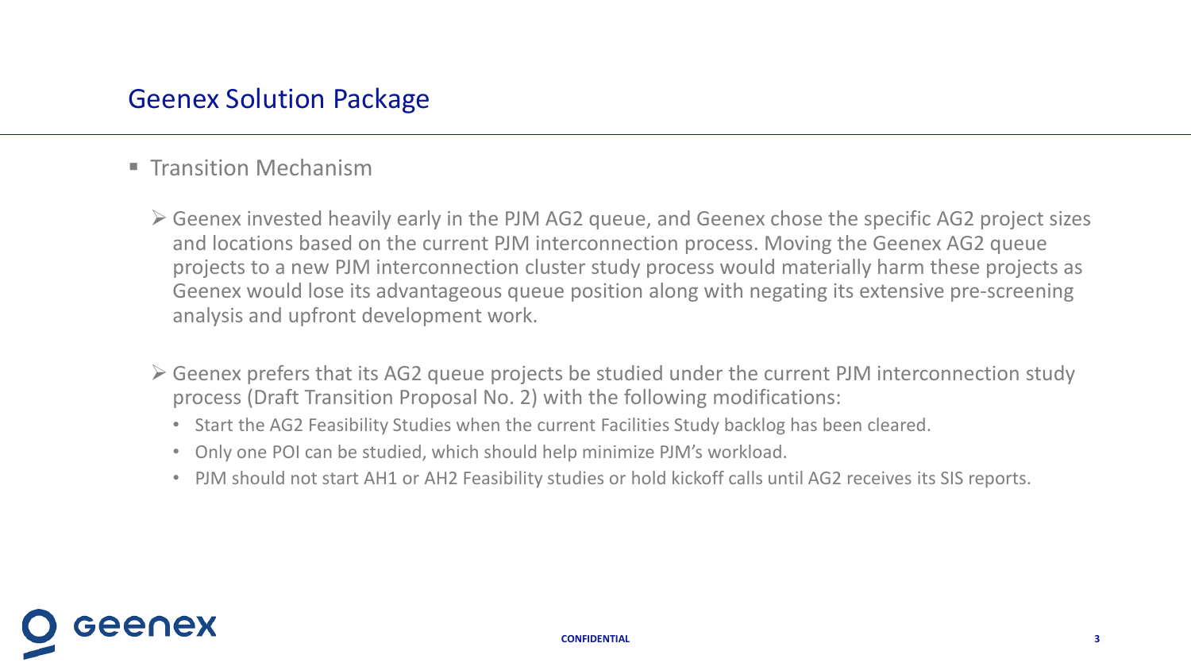## Geenex Solution Package

- Transition Mechanism

  - Geenex invested heavily early in the PJM AG2 queue, and Geenex chose the specific AG2 project sizes and locations based on the current PJM interconnection process. Moving the Geenex AG2 queue projects to a new PJM interconnection cluster study process would materially harm these projects as Geenex would lose its advantageous queue position along with negating its extensive pre-screening analysis and upfront development work.

  - Geenex prefers that its AG2 queue projects be studied under the current PJM interconnection study process (Draft Transition Proposal No. 2) with the following modifications:
    - Start the AG2 Feasibility Studies when the current Facilities Study backlog has been cleared.
    - Only one POI can be studied, which should help minimize PJM's workload.
    - PJM should not start AH1 or AH2 Feasibility studies or hold kickoff calls until AG2 receives its SIS reports.

CONFIDENTIAL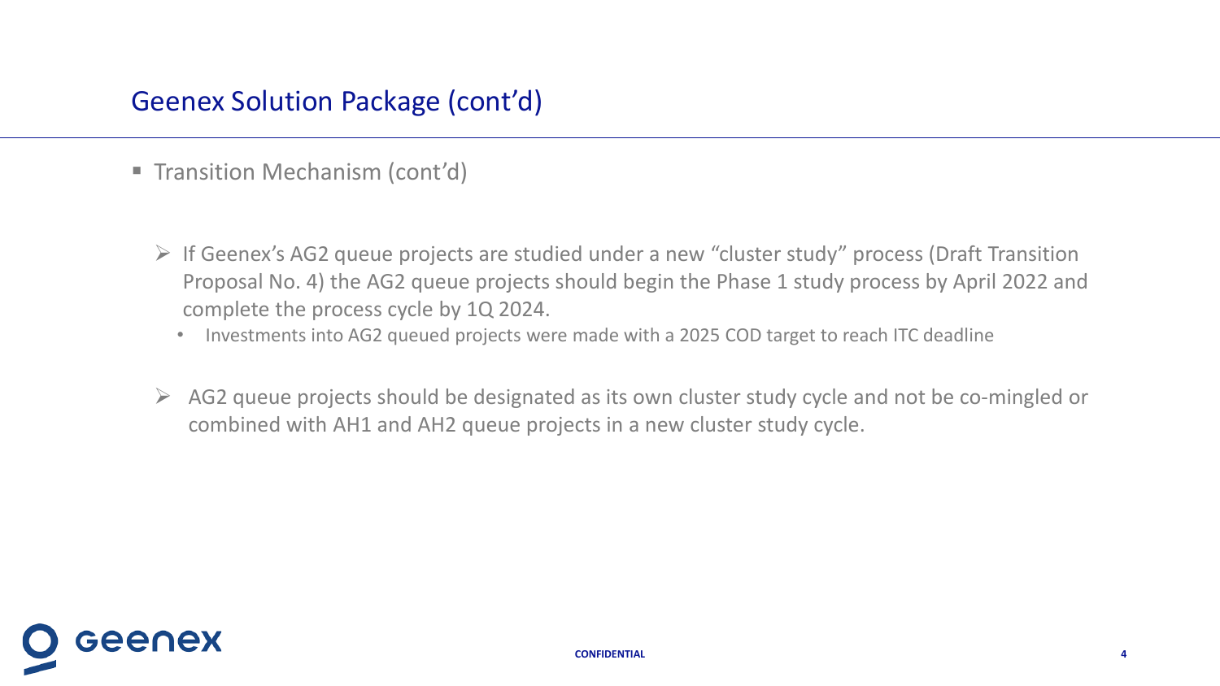## Geenex Solution Package (cont'd)

- Transition Mechanism (cont'd)

  - If Geenex's AG2 queue projects are studied under a new "cluster study" process (Draft Transition Proposal No. 4) the AG2 queue projects should begin the Phase 1 study process by April 2022 and complete the process cycle by 1Q 2024.
    - Investments into AG2 queued projects were made with a 2025 COD target to reach ITC deadline

  - AG2 queue projects should be designated as its own cluster study cycle and not be co-mingled or combined with AH1 and AH2 queue projects in a new cluster study cycle.

CONFIDENTIAL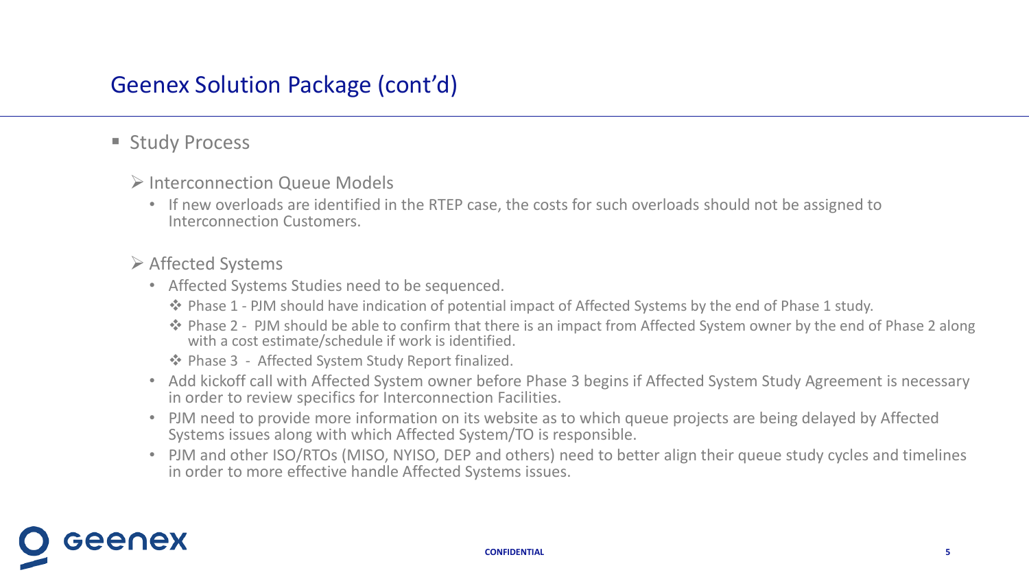## Geenex Solution Package (cont'd)

- Study Process
  - Interconnection Queue Models
    - If new overloads are identified in the RTEP case, the costs for such overloads should not be assigned to Interconnection Customers.
  - Affected Systems
    - Affected Systems Studies need to be sequenced.
      - Phase 1 - PJM should have indication of potential impact of Affected Systems by the end of Phase 1 study.
      - Phase 2 - PJM should be able to confirm that there is an impact from Affected System owner by the end of Phase 2 along with a cost estimate/schedule if work is identified.
      - Phase 3 - Affected System Study Report finalized.
    - Add kickoff call with Affected System owner before Phase 3 begins if Affected System Study Agreement is necessary in order to review specifics for Interconnection Facilities.
    - PJM need to provide more information on its website as to which queue projects are being delayed by Affected Systems issues along with which Affected System/TO is responsible.
    - PJM and other ISO/RTOs (MISO, NYISO, DEP and others) need to better align their queue study cycles and timelines in order to more effective handle Affected Systems issues.

CONFIDENTIAL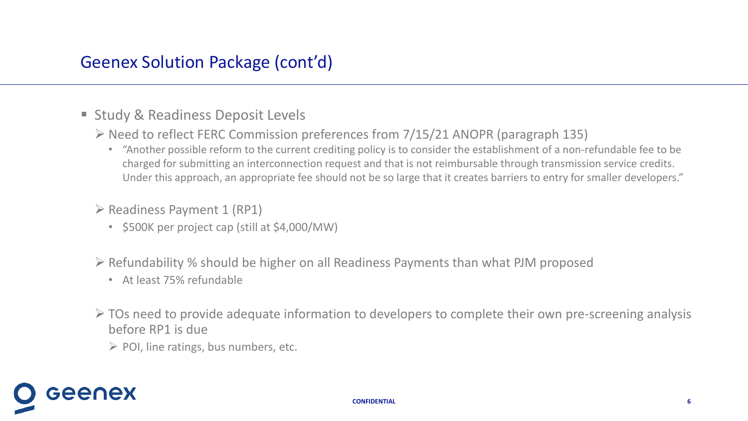## Geenex Solution Package (cont'd)

- Study & Readiness Deposit Levels
  - Need to reflect FERC Commission preferences from 7/15/21 ANOPR (paragraph 135)
    - "Another possible reform to the current crediting policy is to consider the establishment of a non-refundable fee to be charged for submitting an interconnection request and that is not reimbursable through transmission service credits. Under this approach, an appropriate fee should not be so large that it creates barriers to entry for smaller developers."
  - Readiness Payment 1 (RP1)
    - $500K per project cap (still at $4,000/MW)
  - Refundability % should be higher on all Readiness Payments than what PJM proposed
    - At least 75% refundable
  - TOs need to provide adequate information to developers to complete their own pre-screening analysis before RP1 is due
    - POI, line ratings, bus numbers, etc.

CONFIDENTIAL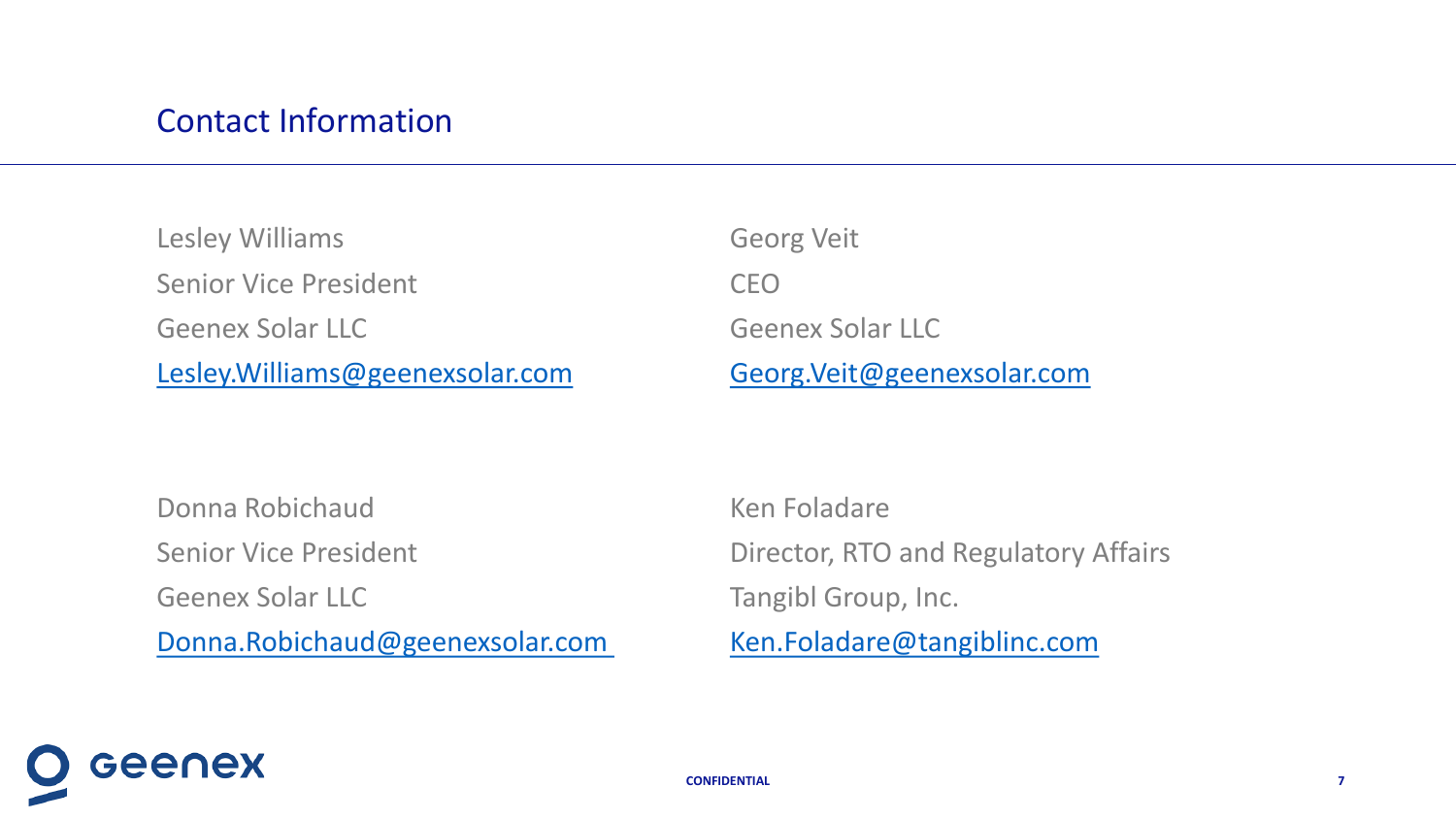## Contact Information

Lesley Williams
Senior Vice President
Geenex Solar LLC
Lesley.Williams@geenexsolar.com

Georg Veit
CEO
Geenex Solar LLC
Georg.Veit@geenexsolar.com

Donna Robichaud
Senior Vice President
Geenex Solar LLC
Donna.Robichaud@geenexsolar.com

Ken Foladare
Director, RTO and Regulatory Affairs
Tangibl Group, Inc.
Ken.Foladare@tangiblinc.com

geenex

CONFIDENTIAL